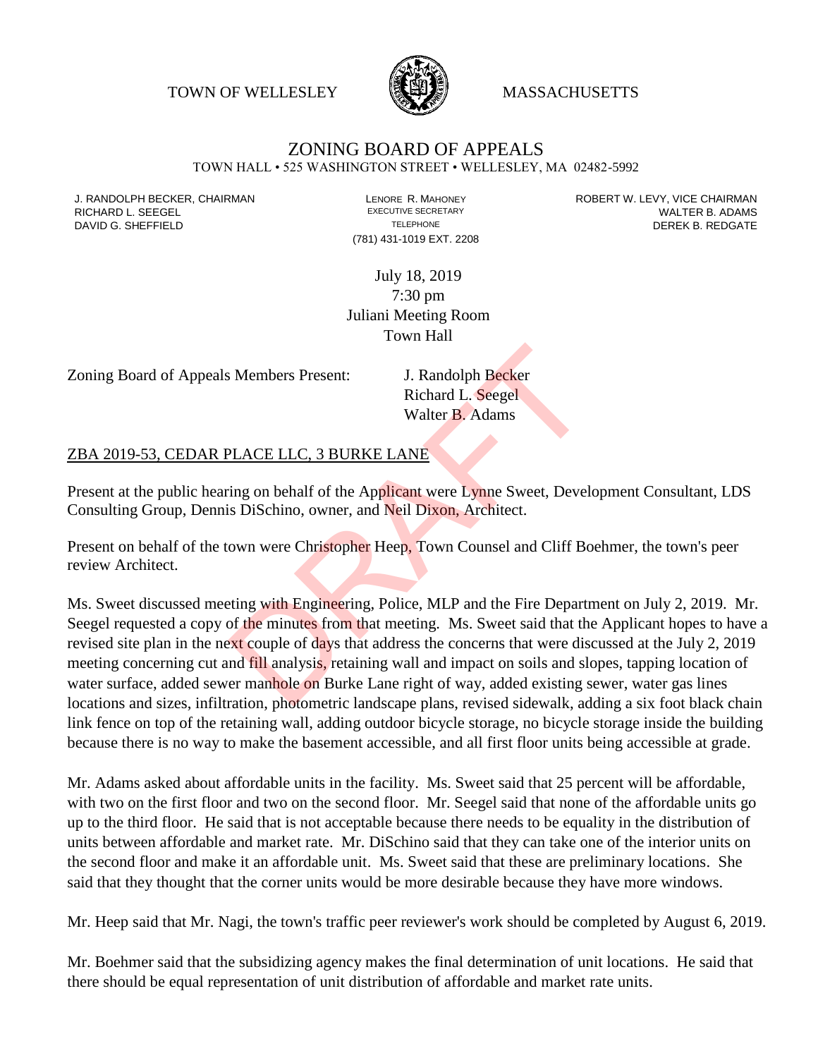TOWN OF WELLESLEY MASSACHUSETTS

# ZONING BOARD OF APPEALS

TOWN HALL • 525 WASHINGTON STREET • WELLESLEY, MA 02482-5992

| | | |
|---|---|---|
| J. RANDOLPH BECKER, CHAIRMAN | LENORE R. MAHONEY | ROBERT W. LEVY, VICE CHAIRMAN |
| RICHARD L. SEEGEL | EXECUTIVE SECRETARY | WALTER B. ADAMS |
| DAVID G. SHEFFIELD | TELEPHONE | DEREK B. REDGATE |
| | (781) 431-1019 EXT. 2208 | |

July 18, 2019
7:30 pm
Juliani Meeting Room
Town Hall

Zoning Board of Appeals Members Present: J. Randolph Becker
Richard L. Seegel
Walter B. Adams

## ZBA 2019-53, CEDAR PLACE LLC, 3 BURKE LANE

Present at the public hearing on behalf of the Applicant were Lynne Sweet, Development Consultant, LDS Consulting Group, Dennis DiSchino, owner, and Neil Dixon, Architect.

Present on behalf of the town were Christopher Heep, Town Counsel and Cliff Boehmer, the town's peer review Architect.

Ms. Sweet discussed meeting with Engineering, Police, MLP and the Fire Department on July 2, 2019. Mr. Seegel requested a copy of the minutes from that meeting. Ms. Sweet said that the Applicant hopes to have a revised site plan in the next couple of days that address the concerns that were discussed at the July 2, 2019 meeting concerning cut and fill analysis, retaining wall and impact on soils and slopes, tapping location of water surface, added sewer manhole on Burke Lane right of way, added existing sewer, water gas lines locations and sizes, infiltration, photometric landscape plans, revised sidewalk, adding a six foot black chain link fence on top of the retaining wall, adding outdoor bicycle storage, no bicycle storage inside the building because there is no way to make the basement accessible, and all first floor units being accessible at grade.

Mr. Adams asked about affordable units in the facility. Ms. Sweet said that 25 percent will be affordable, with two on the first floor and two on the second floor. Mr. Seegel said that none of the affordable units go up to the third floor. He said that is not acceptable because there needs to be equality in the distribution of units between affordable and market rate. Mr. DiSchino said that they can take one of the interior units on the second floor and make it an affordable unit. Ms. Sweet said that these are preliminary locations. She said that they thought that the corner units would be more desirable because they have more windows.

Mr. Heep said that Mr. Nagi, the town's traffic peer reviewer's work should be completed by August 6, 2019.

Mr. Boehmer said that the subsidizing agency makes the final determination of unit locations. He said that there should be equal representation of unit distribution of affordable and market rate units.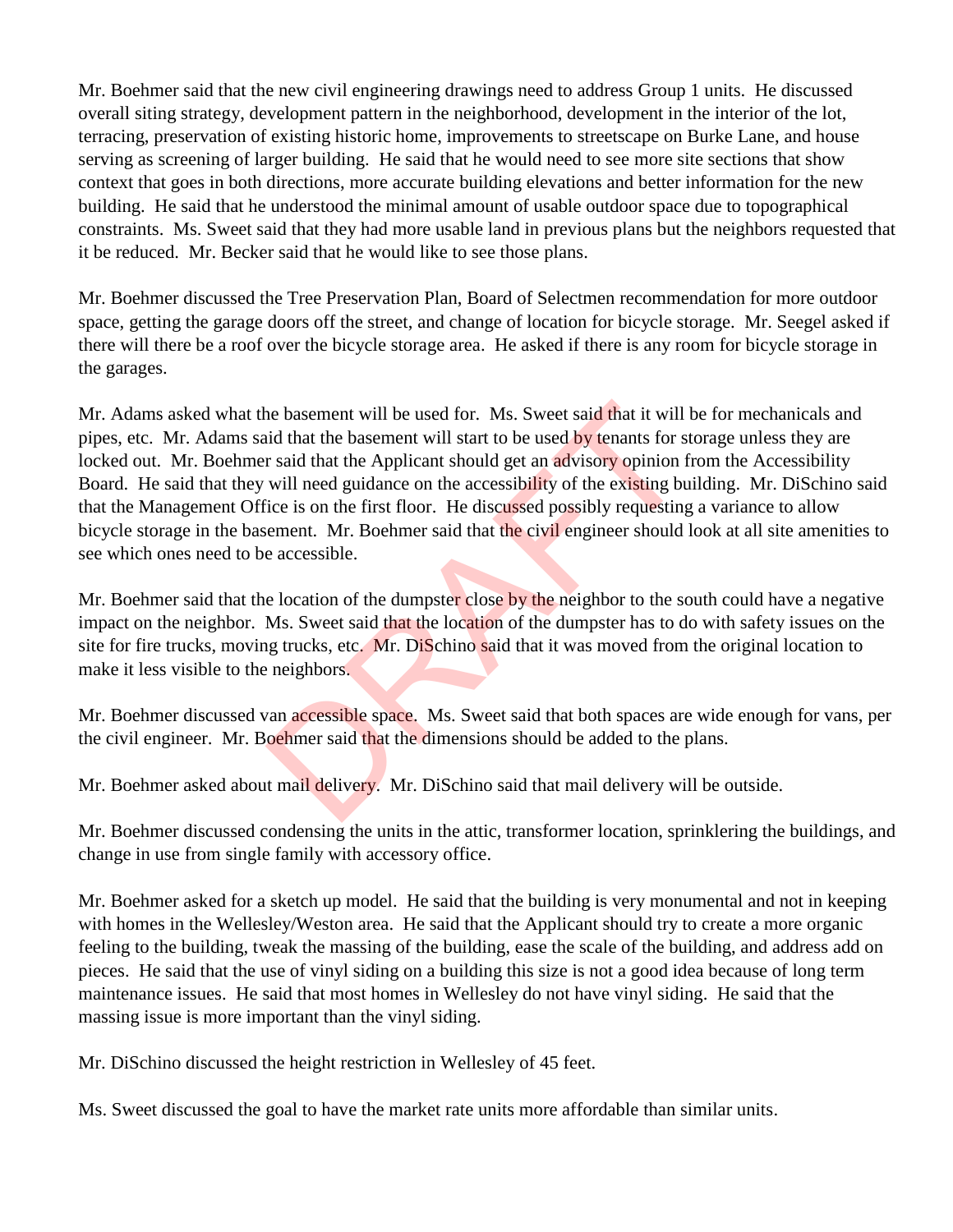Mr. Boehmer said that the new civil engineering drawings need to address Group 1 units. He discussed overall siting strategy, development pattern in the neighborhood, development in the interior of the lot, terracing, preservation of existing historic home, improvements to streetscape on Burke Lane, and house serving as screening of larger building. He said that he would need to see more site sections that show context that goes in both directions, more accurate building elevations and better information for the new building. He said that he understood the minimal amount of usable outdoor space due to topographical constraints. Ms. Sweet said that they had more usable land in previous plans but the neighbors requested that it be reduced. Mr. Becker said that he would like to see those plans.

Mr. Boehmer discussed the Tree Preservation Plan, Board of Selectmen recommendation for more outdoor space, getting the garage doors off the street, and change of location for bicycle storage. Mr. Seegel asked if there will there be a roof over the bicycle storage area. He asked if there is any room for bicycle storage in the garages.

Mr. Adams asked what the basement will be used for. Ms. Sweet said that it will be for mechanicals and pipes, etc. Mr. Adams said that the basement will start to be used by tenants for storage unless they are locked out. Mr. Boehmer said that the Applicant should get an advisory opinion from the Accessibility Board. He said that they will need guidance on the accessibility of the existing building. Mr. DiSchino said that the Management Office is on the first floor. He discussed possibly requesting a variance to allow bicycle storage in the basement. Mr. Boehmer said that the civil engineer should look at all site amenities to see which ones need to be accessible.

Mr. Boehmer said that the location of the dumpster close by the neighbor to the south could have a negative impact on the neighbor. Ms. Sweet said that the location of the dumpster has to do with safety issues on the site for fire trucks, moving trucks, etc. Mr. DiSchino said that it was moved from the original location to make it less visible to the neighbors.

Mr. Boehmer discussed van accessible space. Ms. Sweet said that both spaces are wide enough for vans, per the civil engineer. Mr. Boehmer said that the dimensions should be added to the plans.

Mr. Boehmer asked about mail delivery. Mr. DiSchino said that mail delivery will be outside.

Mr. Boehmer discussed condensing the units in the attic, transformer location, sprinklering the buildings, and change in use from single family with accessory office.

Mr. Boehmer asked for a sketch up model. He said that the building is very monumental and not in keeping with homes in the Wellesley/Weston area. He said that the Applicant should try to create a more organic feeling to the building, tweak the massing of the building, ease the scale of the building, and address add on pieces. He said that the use of vinyl siding on a building this size is not a good idea because of long term maintenance issues. He said that most homes in Wellesley do not have vinyl siding. He said that the massing issue is more important than the vinyl siding.

Mr. DiSchino discussed the height restriction in Wellesley of 45 feet.

Ms. Sweet discussed the goal to have the market rate units more affordable than similar units.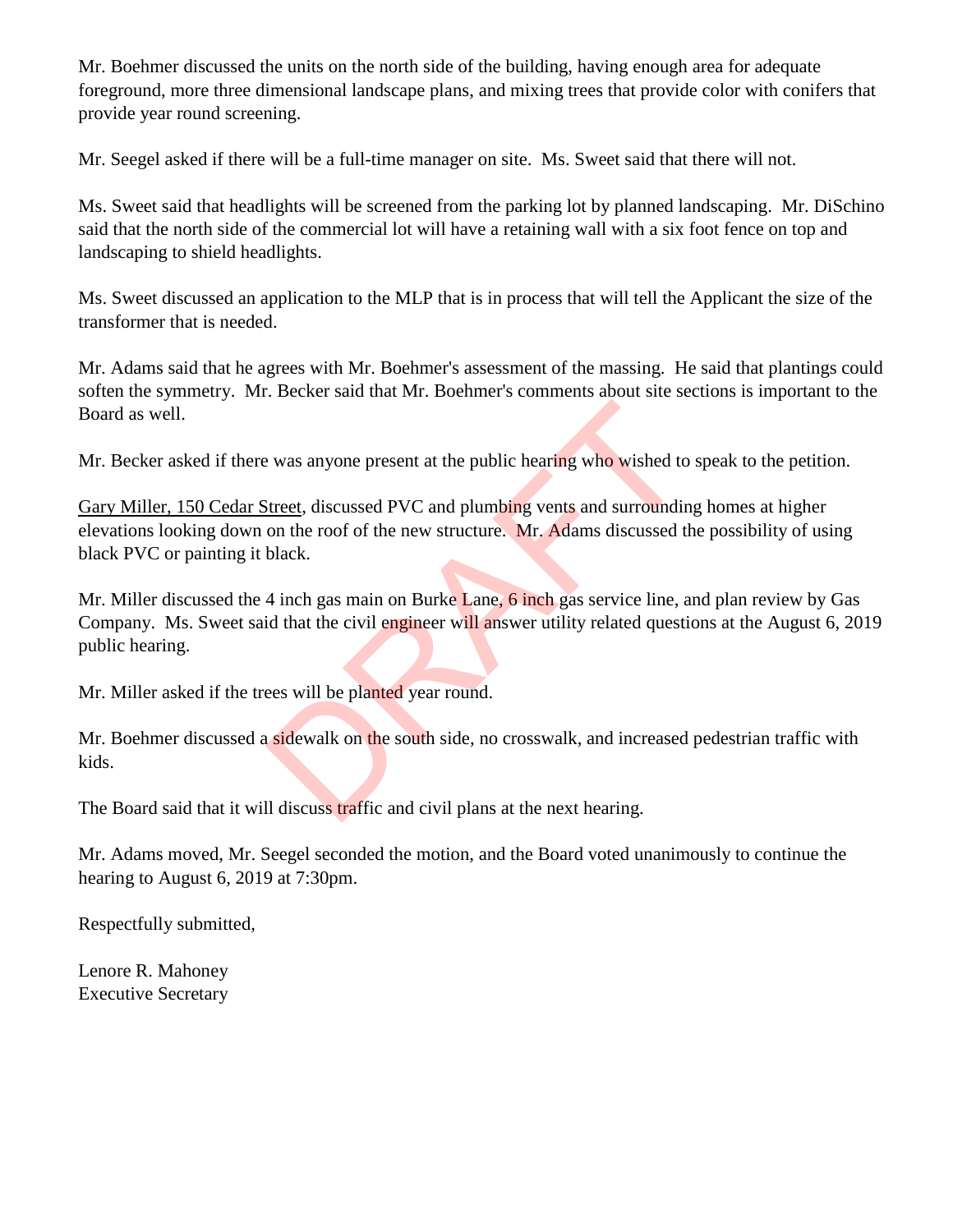Mr. Boehmer discussed the units on the north side of the building, having enough area for adequate foreground, more three dimensional landscape plans, and mixing trees that provide color with conifers that provide year round screening.

Mr. Seegel asked if there will be a full-time manager on site. Ms. Sweet said that there will not.

Ms. Sweet said that headlights will be screened from the parking lot by planned landscaping. Mr. DiSchino said that the north side of the commercial lot will have a retaining wall with a six foot fence on top and landscaping to shield headlights.

Ms. Sweet discussed an application to the MLP that is in process that will tell the Applicant the size of the transformer that is needed.

Mr. Adams said that he agrees with Mr. Boehmer's assessment of the massing. He said that plantings could soften the symmetry. Mr. Becker said that Mr. Boehmer's comments about site sections is important to the Board as well.

Mr. Becker asked if there was anyone present at the public hearing who wished to speak to the petition.

Gary Miller, 150 Cedar Street, discussed PVC and plumbing vents and surrounding homes at higher elevations looking down on the roof of the new structure. Mr. Adams discussed the possibility of using black PVC or painting it black.

Mr. Miller discussed the 4 inch gas main on Burke Lane, 6 inch gas service line, and plan review by Gas Company. Ms. Sweet said that the civil engineer will answer utility related questions at the August 6, 2019 public hearing.

Mr. Miller asked if the trees will be planted year round.

Mr. Boehmer discussed a sidewalk on the south side, no crosswalk, and increased pedestrian traffic with kids.

The Board said that it will discuss traffic and civil plans at the next hearing.

Mr. Adams moved, Mr. Seegel seconded the motion, and the Board voted unanimously to continue the hearing to August 6, 2019 at 7:30pm.

Respectfully submitted,

Lenore R. Mahoney
Executive Secretary